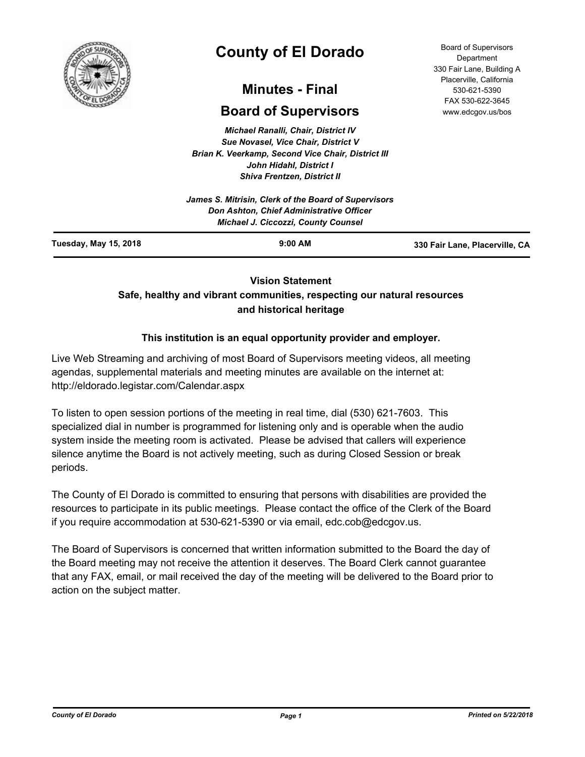# County of El Dorado

## Minutes - Final

## Board of Supervisors

Board of Supervisors Department
330 Fair Lane, Building A
Placerville, California
530-621-5390
FAX 530-622-3645
www.edcgov.us/bos

*Michael Ranalli, Chair, District IV*
*Sue Novasel, Vice Chair, District V*
*Brian K. Veerkamp, Second Vice Chair, District III*
*John Hidahl, District I*
*Shiva Frentzen, District II*

*James S. Mitrisin, Clerk of the Board of Supervisors*
*Don Ashton, Chief Administrative Officer*
*Michael J. Ciccozzi, County Counsel*

**Tuesday, May 15, 2018** | **9:00 AM** | **330 Fair Lane, Placerville, CA**

**Vision Statement**
**Safe, healthy and vibrant communities, respecting our natural resources and historical heritage**

**This institution is an equal opportunity provider and employer.**

Live Web Streaming and archiving of most Board of Supervisors meeting videos, all meeting agendas, supplemental materials and meeting minutes are available on the internet at: http://eldorado.legistar.com/Calendar.aspx

To listen to open session portions of the meeting in real time, dial (530) 621-7603. This specialized dial in number is programmed for listening only and is operable when the audio system inside the meeting room is activated. Please be advised that callers will experience silence anytime the Board is not actively meeting, such as during Closed Session or break periods.

The County of El Dorado is committed to ensuring that persons with disabilities are provided the resources to participate in its public meetings. Please contact the office of the Clerk of the Board if you require accommodation at 530-621-5390 or via email, edc.cob@edcgov.us.

The Board of Supervisors is concerned that written information submitted to the Board the day of the Board meeting may not receive the attention it deserves. The Board Clerk cannot guarantee that any FAX, email, or mail received the day of the meeting will be delivered to the Board prior to action on the subject matter.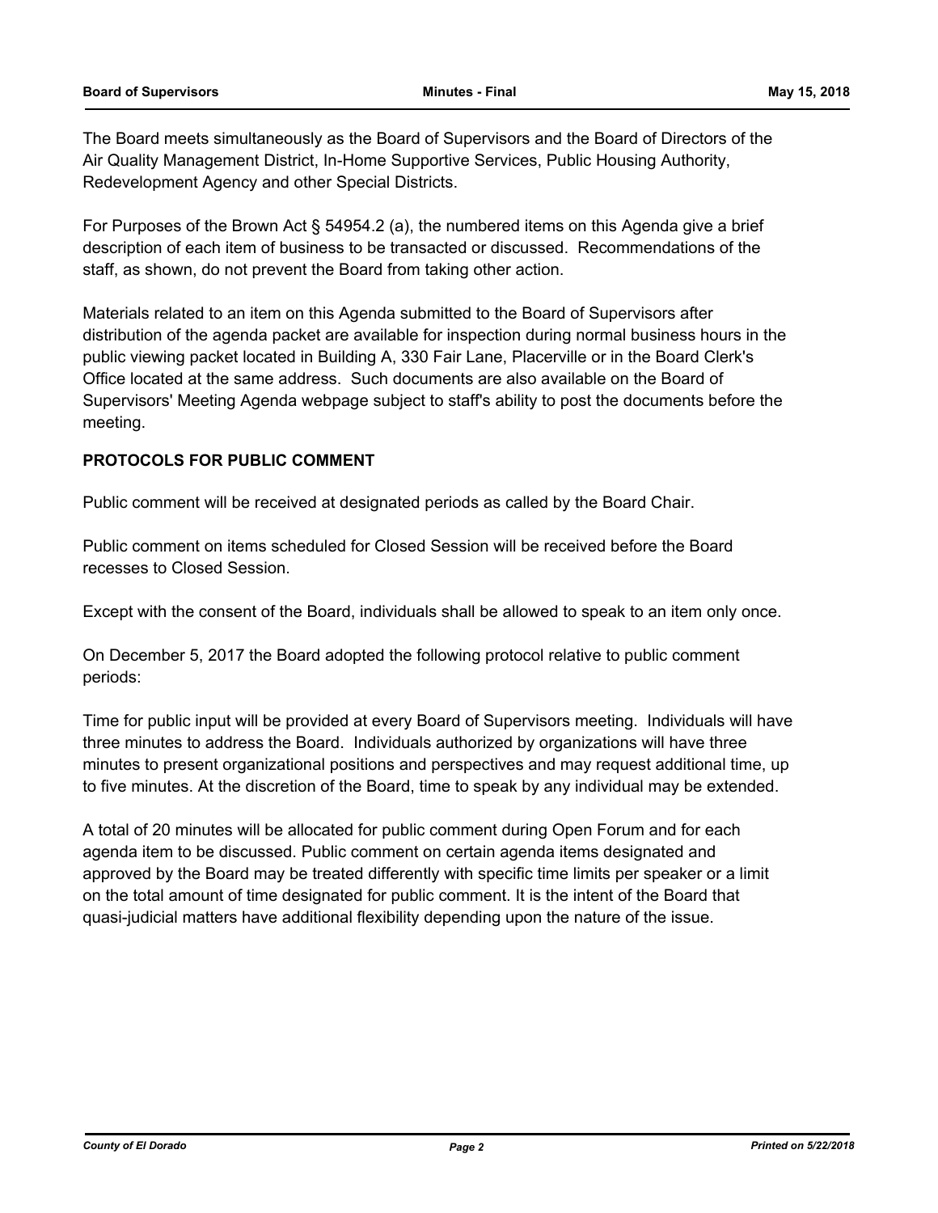The Board meets simultaneously as the Board of Supervisors and the Board of Directors of the Air Quality Management District, In-Home Supportive Services, Public Housing Authority, Redevelopment Agency and other Special Districts.

For Purposes of the Brown Act § 54954.2 (a), the numbered items on this Agenda give a brief description of each item of business to be transacted or discussed. Recommendations of the staff, as shown, do not prevent the Board from taking other action.

Materials related to an item on this Agenda submitted to the Board of Supervisors after distribution of the agenda packet are available for inspection during normal business hours in the public viewing packet located in Building A, 330 Fair Lane, Placerville or in the Board Clerk's Office located at the same address. Such documents are also available on the Board of Supervisors' Meeting Agenda webpage subject to staff's ability to post the documents before the meeting.

**PROTOCOLS FOR PUBLIC COMMENT**

Public comment will be received at designated periods as called by the Board Chair.

Public comment on items scheduled for Closed Session will be received before the Board recesses to Closed Session.

Except with the consent of the Board, individuals shall be allowed to speak to an item only once.

On December 5, 2017 the Board adopted the following protocol relative to public comment periods:

Time for public input will be provided at every Board of Supervisors meeting. Individuals will have three minutes to address the Board. Individuals authorized by organizations will have three minutes to present organizational positions and perspectives and may request additional time, up to five minutes. At the discretion of the Board, time to speak by any individual may be extended.

A total of 20 minutes will be allocated for public comment during Open Forum and for each agenda item to be discussed. Public comment on certain agenda items designated and approved by the Board may be treated differently with specific time limits per speaker or a limit on the total amount of time designated for public comment. It is the intent of the Board that quasi-judicial matters have additional flexibility depending upon the nature of the issue.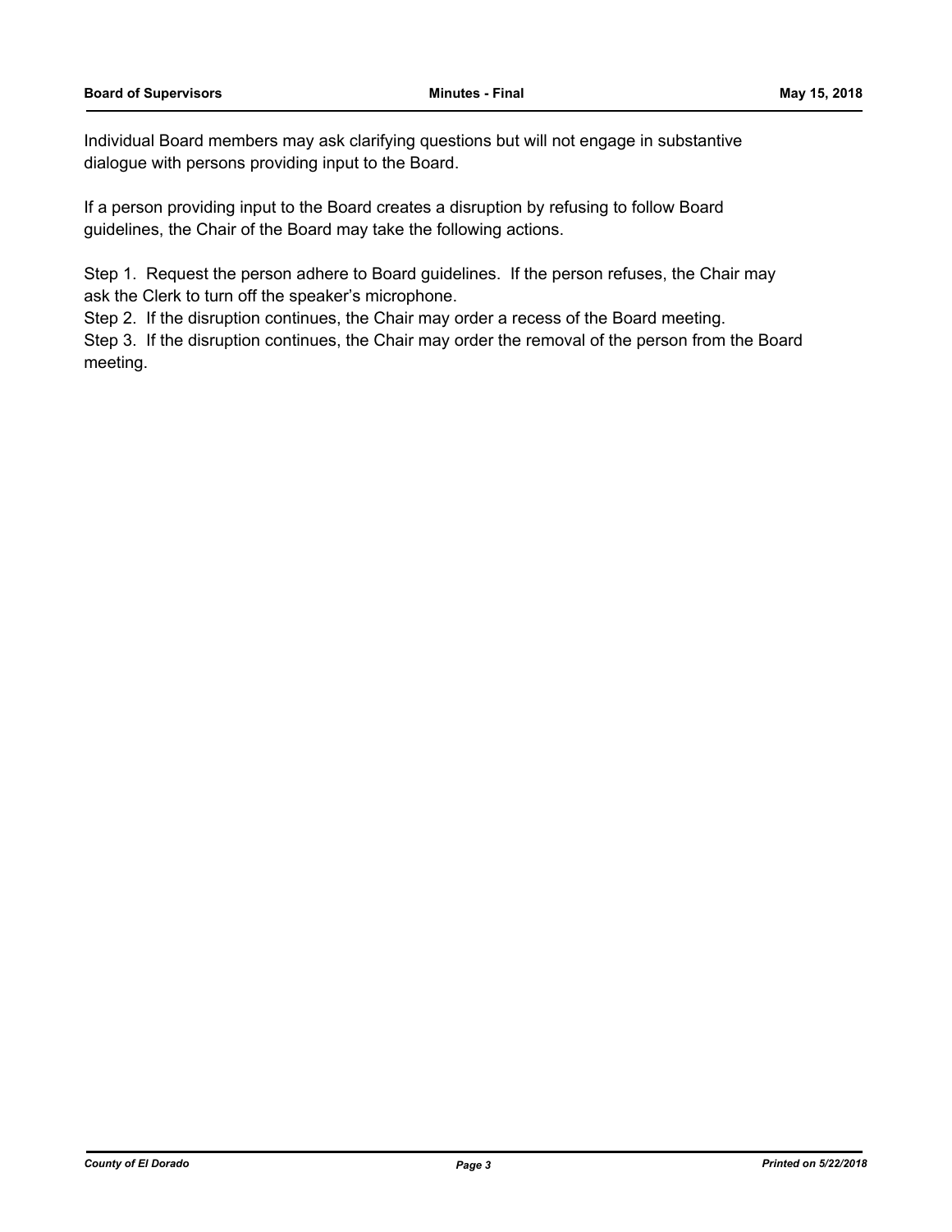Individual Board members may ask clarifying questions but will not engage in substantive dialogue with persons providing input to the Board.

If a person providing input to the Board creates a disruption by refusing to follow Board guidelines, the Chair of the Board may take the following actions.

Step 1. Request the person adhere to Board guidelines. If the person refuses, the Chair may ask the Clerk to turn off the speaker's microphone.
Step 2. If the disruption continues, the Chair may order a recess of the Board meeting.
Step 3. If the disruption continues, the Chair may order the removal of the person from the Board meeting.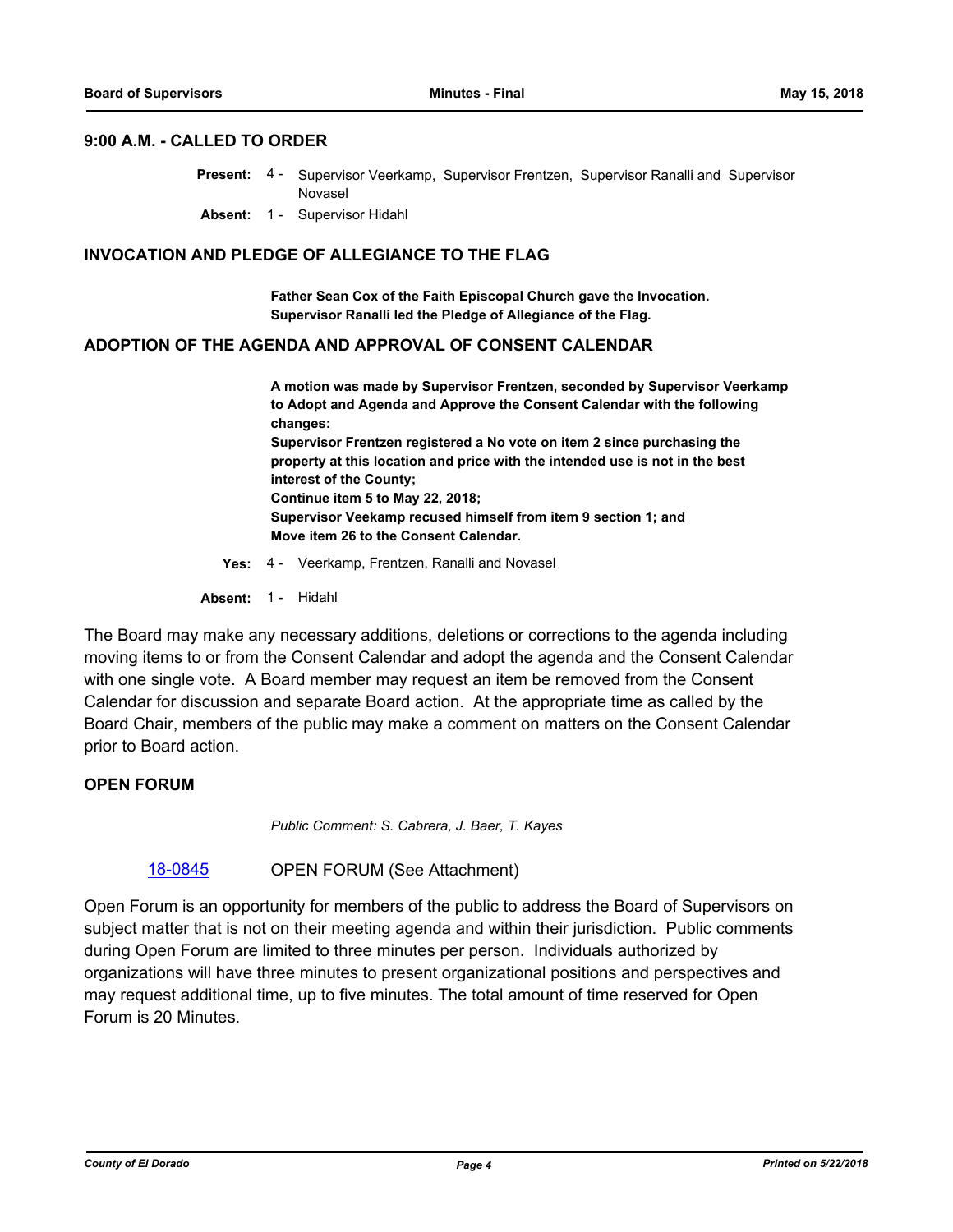## 9:00 A.M. - CALLED TO ORDER

**Present:** 4 - Supervisor Veerkamp, Supervisor Frentzen, Supervisor Ranalli and Supervisor Novasel

**Absent:** 1 - Supervisor Hidahl

## INVOCATION AND PLEDGE OF ALLEGIANCE TO THE FLAG

**Father Sean Cox of the Faith Episcopal Church gave the Invocation.**
**Supervisor Ranalli led the Pledge of Allegiance of the Flag.**

## ADOPTION OF THE AGENDA AND APPROVAL OF CONSENT CALENDAR

**A motion was made by Supervisor Frentzen, seconded by Supervisor Veerkamp to Adopt and Agenda and Approve the Consent Calendar with the following changes:**
**Supervisor Frentzen registered a No vote on item 2 since purchasing the property at this location and price with the intended use is not in the best interest of the County;**
**Continue item 5 to May 22, 2018;**
**Supervisor Veekamp recused himself from item 9 section 1; and**
**Move item 26 to the Consent Calendar.**

**Yes:** 4 - Veerkamp, Frentzen, Ranalli and Novasel

**Absent:** 1 - Hidahl

The Board may make any necessary additions, deletions or corrections to the agenda including moving items to or from the Consent Calendar and adopt the agenda and the Consent Calendar with one single vote. A Board member may request an item be removed from the Consent Calendar for discussion and separate Board action. At the appropriate time as called by the Board Chair, members of the public may make a comment on matters on the Consent Calendar prior to Board action.

## OPEN FORUM

*Public Comment: S. Cabrera, J. Baer, T. Kayes*

18-0845 OPEN FORUM (See Attachment)

Open Forum is an opportunity for members of the public to address the Board of Supervisors on subject matter that is not on their meeting agenda and within their jurisdiction. Public comments during Open Forum are limited to three minutes per person. Individuals authorized by organizations will have three minutes to present organizational positions and perspectives and may request additional time, up to five minutes. The total amount of time reserved for Open Forum is 20 Minutes.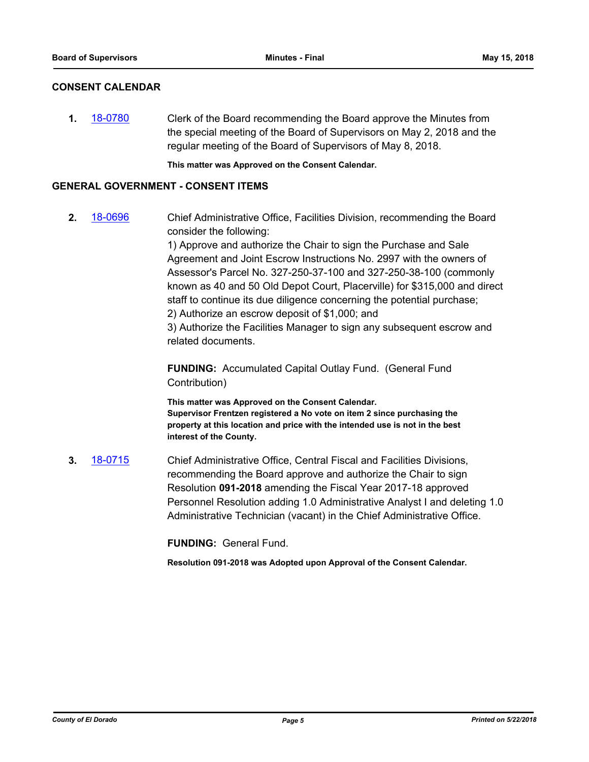## CONSENT CALENDAR

**1.** 18-0780 Clerk of the Board recommending the Board approve the Minutes from the special meeting of the Board of Supervisors on May 2, 2018 and the regular meeting of the Board of Supervisors of May 8, 2018.

**This matter was Approved on the Consent Calendar.**

## GENERAL GOVERNMENT - CONSENT ITEMS

**2.** 18-0696 Chief Administrative Office, Facilities Division, recommending the Board consider the following:

1) Approve and authorize the Chair to sign the Purchase and Sale Agreement and Joint Escrow Instructions No. 2997 with the owners of Assessor's Parcel No. 327-250-37-100 and 327-250-38-100 (commonly known as 40 and 50 Old Depot Court, Placerville) for $315,000 and direct staff to continue its due diligence concerning the potential purchase;
2) Authorize an escrow deposit of $1,000; and
3) Authorize the Facilities Manager to sign any subsequent escrow and related documents.

**FUNDING:** Accumulated Capital Outlay Fund. (General Fund Contribution)

**This matter was Approved on the Consent Calendar.**
**Supervisor Frentzen registered a No vote on item 2 since purchasing the property at this location and price with the intended use is not in the best interest of the County.**

**3.** 18-0715 Chief Administrative Office, Central Fiscal and Facilities Divisions, recommending the Board approve and authorize the Chair to sign Resolution **091-2018** amending the Fiscal Year 2017-18 approved Personnel Resolution adding 1.0 Administrative Analyst I and deleting 1.0 Administrative Technician (vacant) in the Chief Administrative Office.

**FUNDING:** General Fund.

**Resolution 091-2018 was Adopted upon Approval of the Consent Calendar.**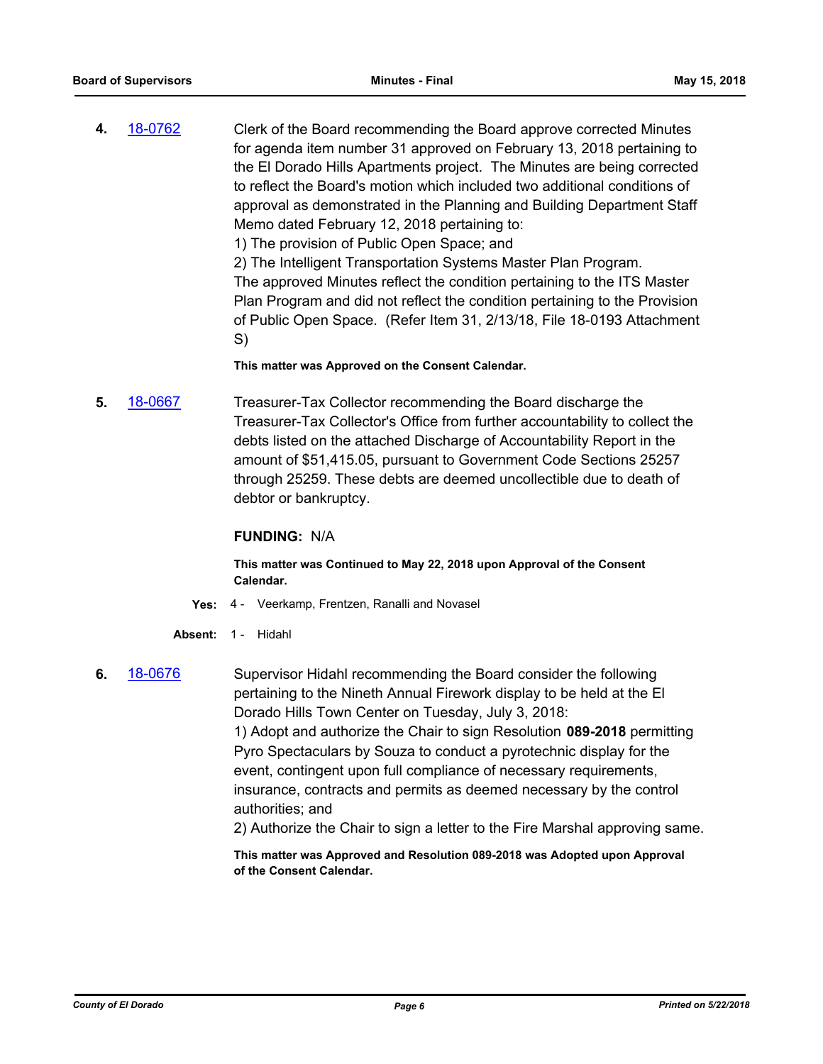**4.** 18-0762 Clerk of the Board recommending the Board approve corrected Minutes for agenda item number 31 approved on February 13, 2018 pertaining to the El Dorado Hills Apartments project. The Minutes are being corrected to reflect the Board's motion which included two additional conditions of approval as demonstrated in the Planning and Building Department Staff Memo dated February 12, 2018 pertaining to:
1) The provision of Public Open Space; and
2) The Intelligent Transportation Systems Master Plan Program.
The approved Minutes reflect the condition pertaining to the ITS Master Plan Program and did not reflect the condition pertaining to the Provision of Public Open Space. (Refer Item 31, 2/13/18, File 18-0193 Attachment S)

**This matter was Approved on the Consent Calendar.**

**5.** 18-0667 Treasurer-Tax Collector recommending the Board discharge the Treasurer-Tax Collector's Office from further accountability to collect the debts listed on the attached Discharge of Accountability Report in the amount of $51,415.05, pursuant to Government Code Sections 25257 through 25259. These debts are deemed uncollectible due to death of debtor or bankruptcy.

**FUNDING:** N/A

**This matter was Continued to May 22, 2018 upon Approval of the Consent Calendar.**

**Yes:** 4 - Veerkamp, Frentzen, Ranalli and Novasel

**Absent:** 1 - Hidahl

**6.** 18-0676 Supervisor Hidahl recommending the Board consider the following pertaining to the Nineth Annual Firework display to be held at the El Dorado Hills Town Center on Tuesday, July 3, 2018:
1) Adopt and authorize the Chair to sign Resolution **089-2018** permitting Pyro Spectaculars by Souza to conduct a pyrotechnic display for the event, contingent upon full compliance of necessary requirements, insurance, contracts and permits as deemed necessary by the control authorities; and
2) Authorize the Chair to sign a letter to the Fire Marshal approving same.

**This matter was Approved and Resolution 089-2018 was Adopted upon Approval of the Consent Calendar.**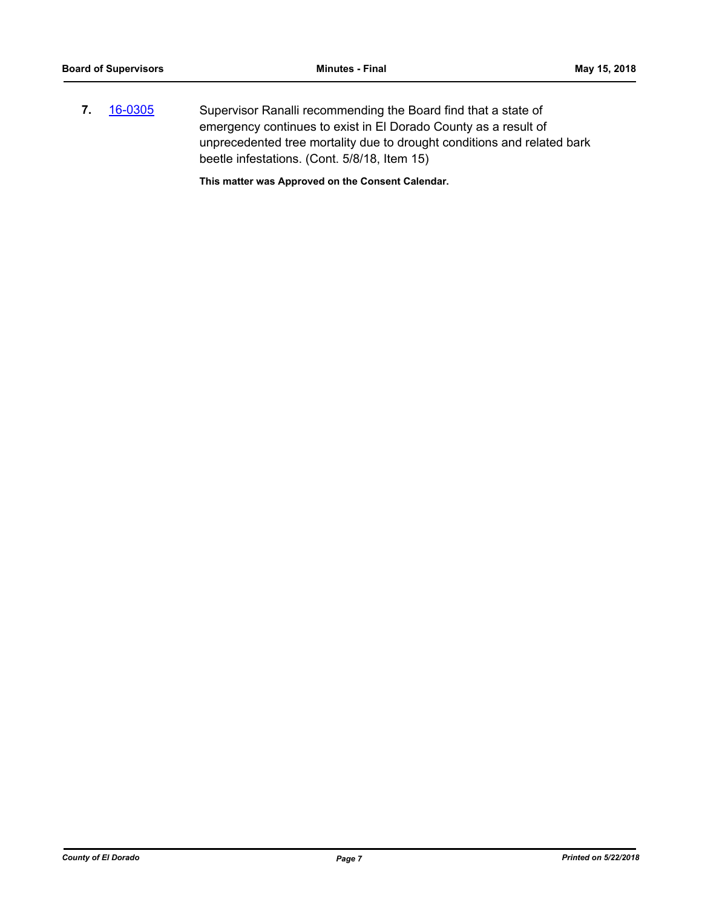**7.** 16-0305 Supervisor Ranalli recommending the Board find that a state of emergency continues to exist in El Dorado County as a result of unprecedented tree mortality due to drought conditions and related bark beetle infestations. (Cont. 5/8/18, Item 15)

**This matter was Approved on the Consent Calendar.**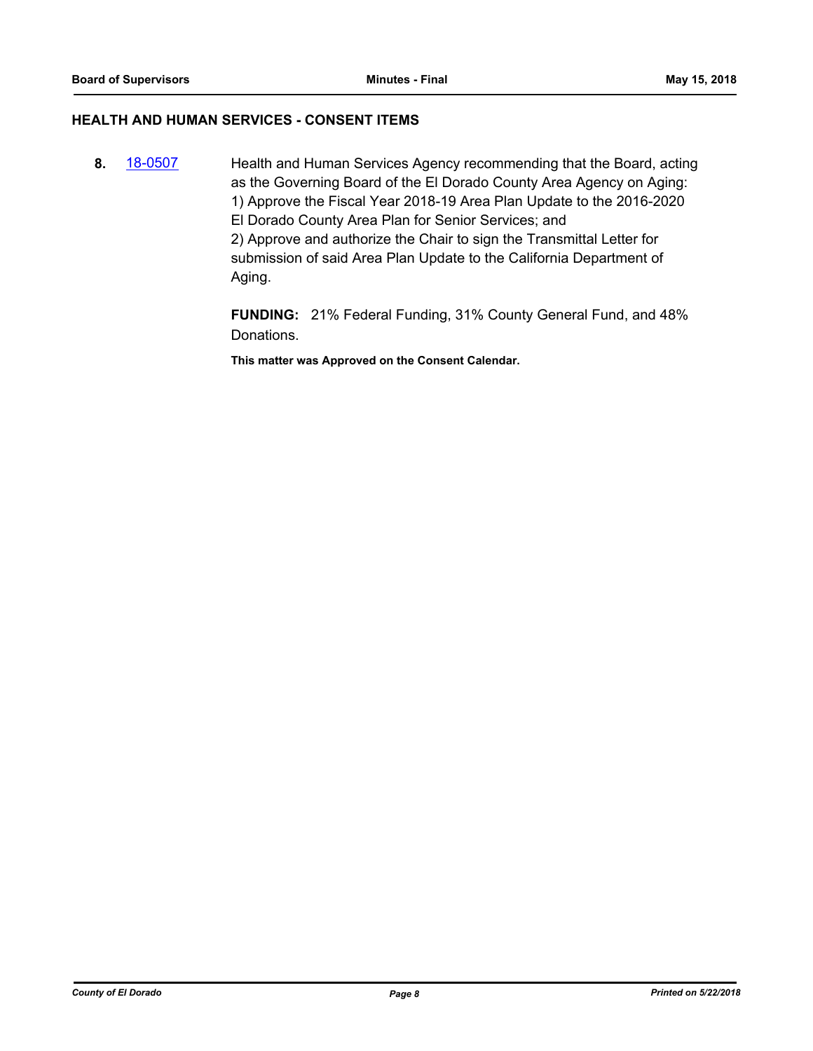## HEALTH AND HUMAN SERVICES - CONSENT ITEMS

**8.** 18-0507 Health and Human Services Agency recommending that the Board, acting as the Governing Board of the El Dorado County Area Agency on Aging:
1) Approve the Fiscal Year 2018-19 Area Plan Update to the 2016-2020 El Dorado County Area Plan for Senior Services; and
2) Approve and authorize the Chair to sign the Transmittal Letter for submission of said Area Plan Update to the California Department of Aging.

**FUNDING:** 21% Federal Funding, 31% County General Fund, and 48% Donations.

**This matter was Approved on the Consent Calendar.**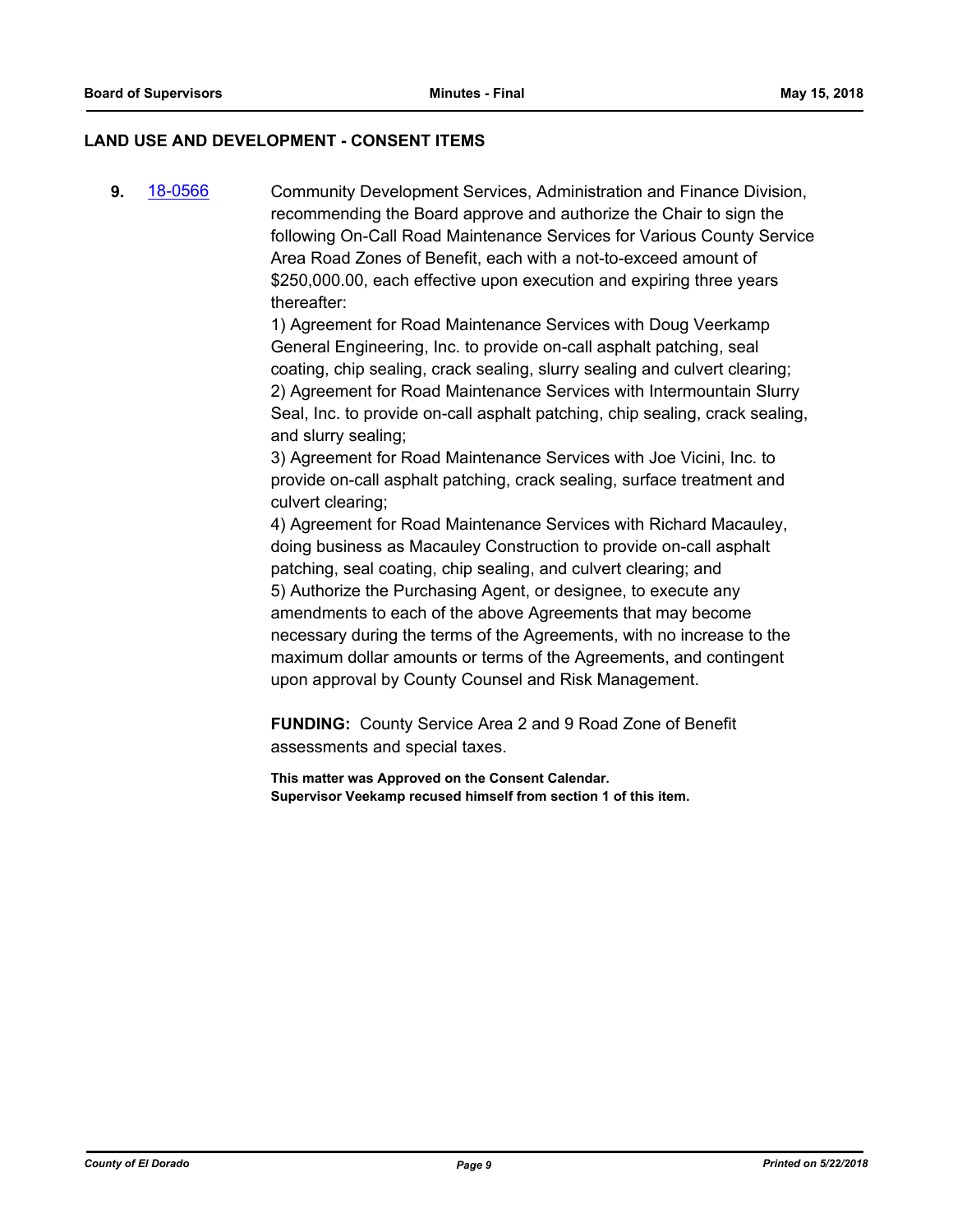## LAND USE AND DEVELOPMENT - CONSENT ITEMS

**9.** 18-0566 Community Development Services, Administration and Finance Division, recommending the Board approve and authorize the Chair to sign the following On-Call Road Maintenance Services for Various County Service Area Road Zones of Benefit, each with a not-to-exceed amount of $250,000.00, each effective upon execution and expiring three years thereafter:

1) Agreement for Road Maintenance Services with Doug Veerkamp General Engineering, Inc. to provide on-call asphalt patching, seal coating, chip sealing, crack sealing, slurry sealing and culvert clearing;
2) Agreement for Road Maintenance Services with Intermountain Slurry Seal, Inc. to provide on-call asphalt patching, chip sealing, crack sealing, and slurry sealing;
3) Agreement for Road Maintenance Services with Joe Vicini, Inc. to provide on-call asphalt patching, crack sealing, surface treatment and culvert clearing;
4) Agreement for Road Maintenance Services with Richard Macauley, doing business as Macauley Construction to provide on-call asphalt patching, seal coating, chip sealing, and culvert clearing; and
5) Authorize the Purchasing Agent, or designee, to execute any amendments to each of the above Agreements that may become necessary during the terms of the Agreements, with no increase to the maximum dollar amounts or terms of the Agreements, and contingent upon approval by County Counsel and Risk Management.

**FUNDING:** County Service Area 2 and 9 Road Zone of Benefit assessments and special taxes.

**This matter was Approved on the Consent Calendar.**
**Supervisor Veekamp recused himself from section 1 of this item.**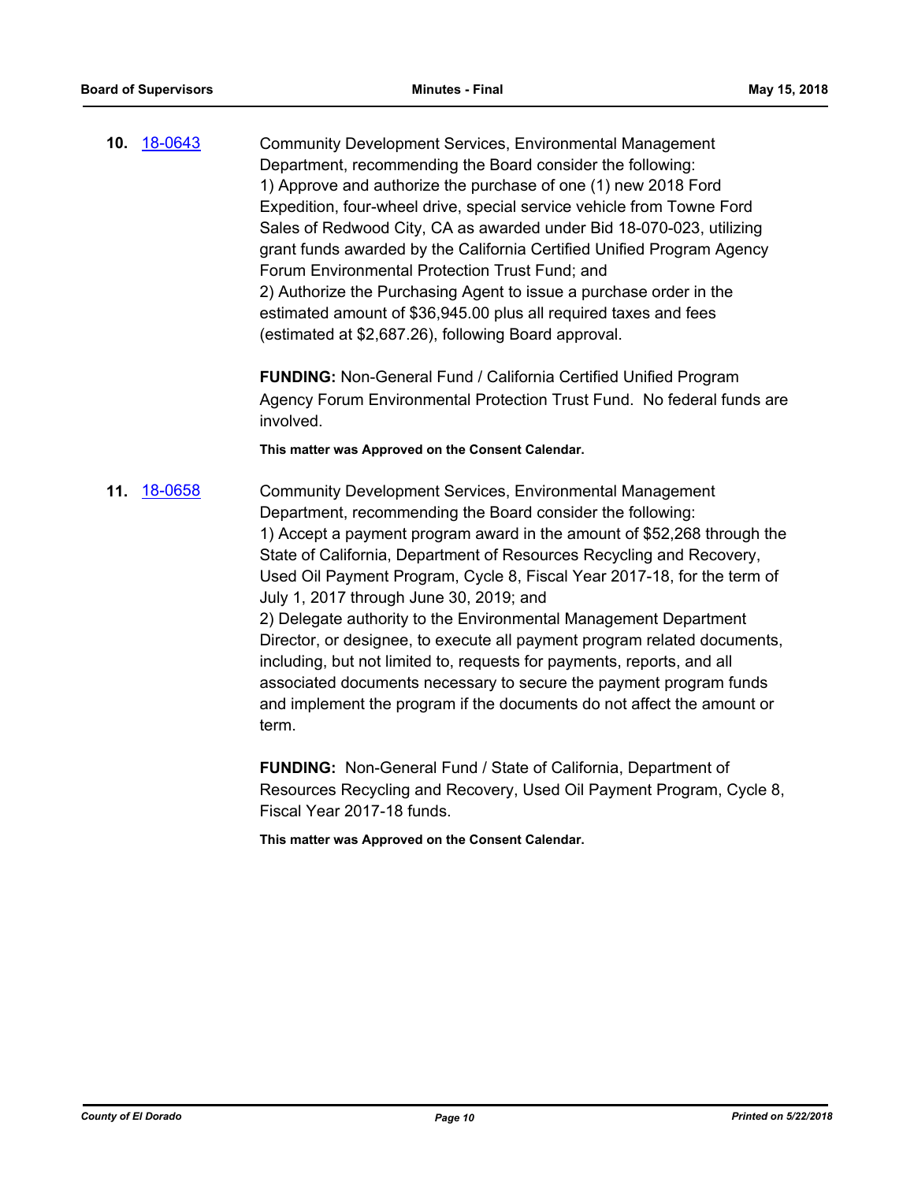**10.** 18-0643 Community Development Services, Environmental Management Department, recommending the Board consider the following:
1) Approve and authorize the purchase of one (1) new 2018 Ford Expedition, four-wheel drive, special service vehicle from Towne Ford Sales of Redwood City, CA as awarded under Bid 18-070-023, utilizing grant funds awarded by the California Certified Unified Program Agency Forum Environmental Protection Trust Fund; and
2) Authorize the Purchasing Agent to issue a purchase order in the estimated amount of $36,945.00 plus all required taxes and fees (estimated at $2,687.26), following Board approval.

**FUNDING:** Non-General Fund / California Certified Unified Program Agency Forum Environmental Protection Trust Fund. No federal funds are involved.

**This matter was Approved on the Consent Calendar.**

**11.** 18-0658 Community Development Services, Environmental Management Department, recommending the Board consider the following:
1) Accept a payment program award in the amount of $52,268 through the State of California, Department of Resources Recycling and Recovery, Used Oil Payment Program, Cycle 8, Fiscal Year 2017-18, for the term of July 1, 2017 through June 30, 2019; and
2) Delegate authority to the Environmental Management Department Director, or designee, to execute all payment program related documents, including, but not limited to, requests for payments, reports, and all associated documents necessary to secure the payment program funds and implement the program if the documents do not affect the amount or term.

**FUNDING:** Non-General Fund / State of California, Department of Resources Recycling and Recovery, Used Oil Payment Program, Cycle 8, Fiscal Year 2017-18 funds.

**This matter was Approved on the Consent Calendar.**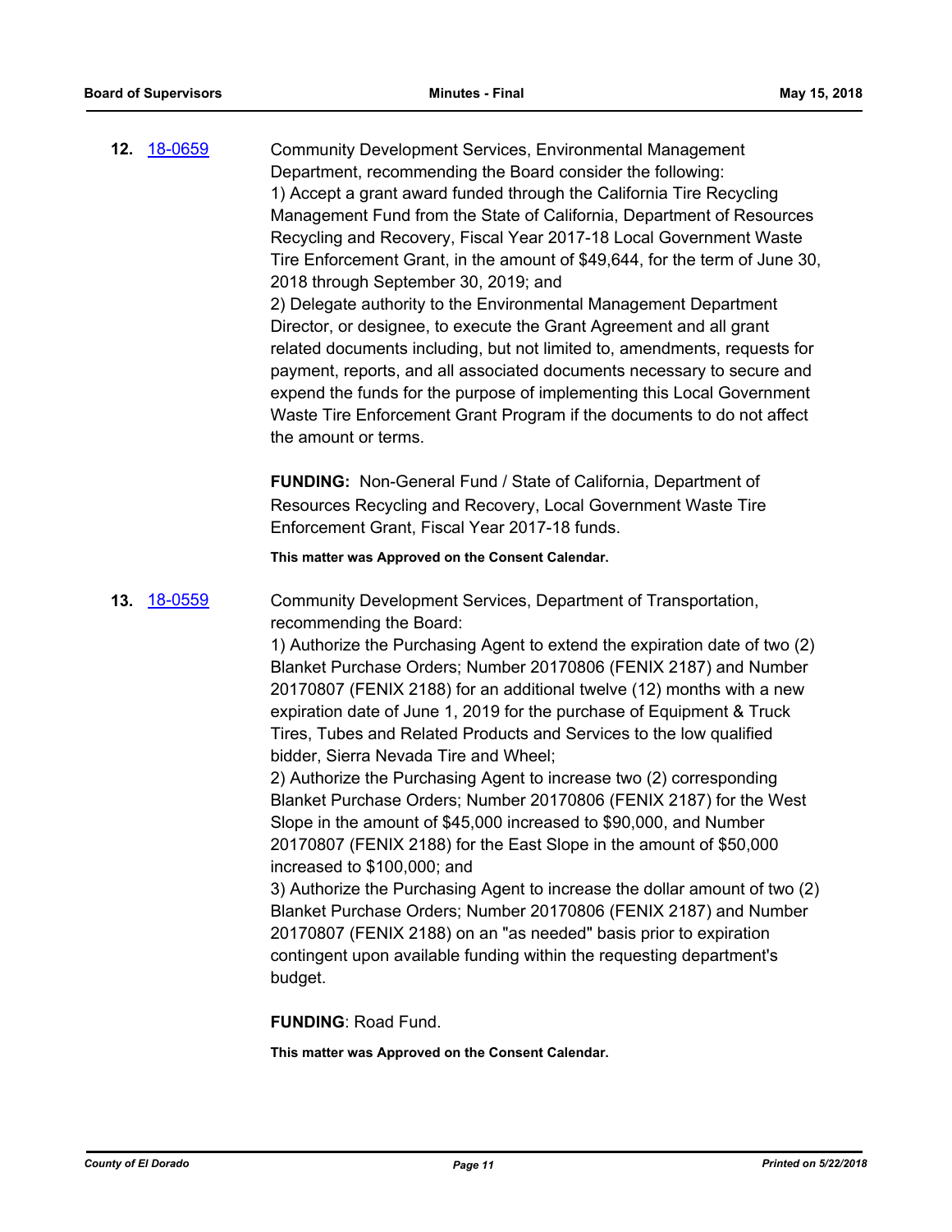**12.** 18-0659

Community Development Services, Environmental Management Department, recommending the Board consider the following:
1) Accept a grant award funded through the California Tire Recycling Management Fund from the State of California, Department of Resources Recycling and Recovery, Fiscal Year 2017-18 Local Government Waste Tire Enforcement Grant, in the amount of $49,644, for the term of June 30, 2018 through September 30, 2019; and
2) Delegate authority to the Environmental Management Department Director, or designee, to execute the Grant Agreement and all grant related documents including, but not limited to, amendments, requests for payment, reports, and all associated documents necessary to secure and expend the funds for the purpose of implementing this Local Government Waste Tire Enforcement Grant Program if the documents to do not affect the amount or terms.

**FUNDING:** Non-General Fund / State of California, Department of Resources Recycling and Recovery, Local Government Waste Tire Enforcement Grant, Fiscal Year 2017-18 funds.

**This matter was Approved on the Consent Calendar.**

**13.** 18-0559

Community Development Services, Department of Transportation, recommending the Board:
1) Authorize the Purchasing Agent to extend the expiration date of two (2) Blanket Purchase Orders; Number 20170806 (FENIX 2187) and Number 20170807 (FENIX 2188) for an additional twelve (12) months with a new expiration date of June 1, 2019 for the purchase of Equipment & Truck Tires, Tubes and Related Products and Services to the low qualified bidder, Sierra Nevada Tire and Wheel;
2) Authorize the Purchasing Agent to increase two (2) corresponding Blanket Purchase Orders; Number 20170806 (FENIX 2187) for the West Slope in the amount of $45,000 increased to $90,000, and Number 20170807 (FENIX 2188) for the East Slope in the amount of $50,000 increased to $100,000; and
3) Authorize the Purchasing Agent to increase the dollar amount of two (2) Blanket Purchase Orders; Number 20170806 (FENIX 2187) and Number 20170807 (FENIX 2188) on an "as needed" basis prior to expiration contingent upon available funding within the requesting department's budget.

**FUNDING**: Road Fund.

**This matter was Approved on the Consent Calendar.**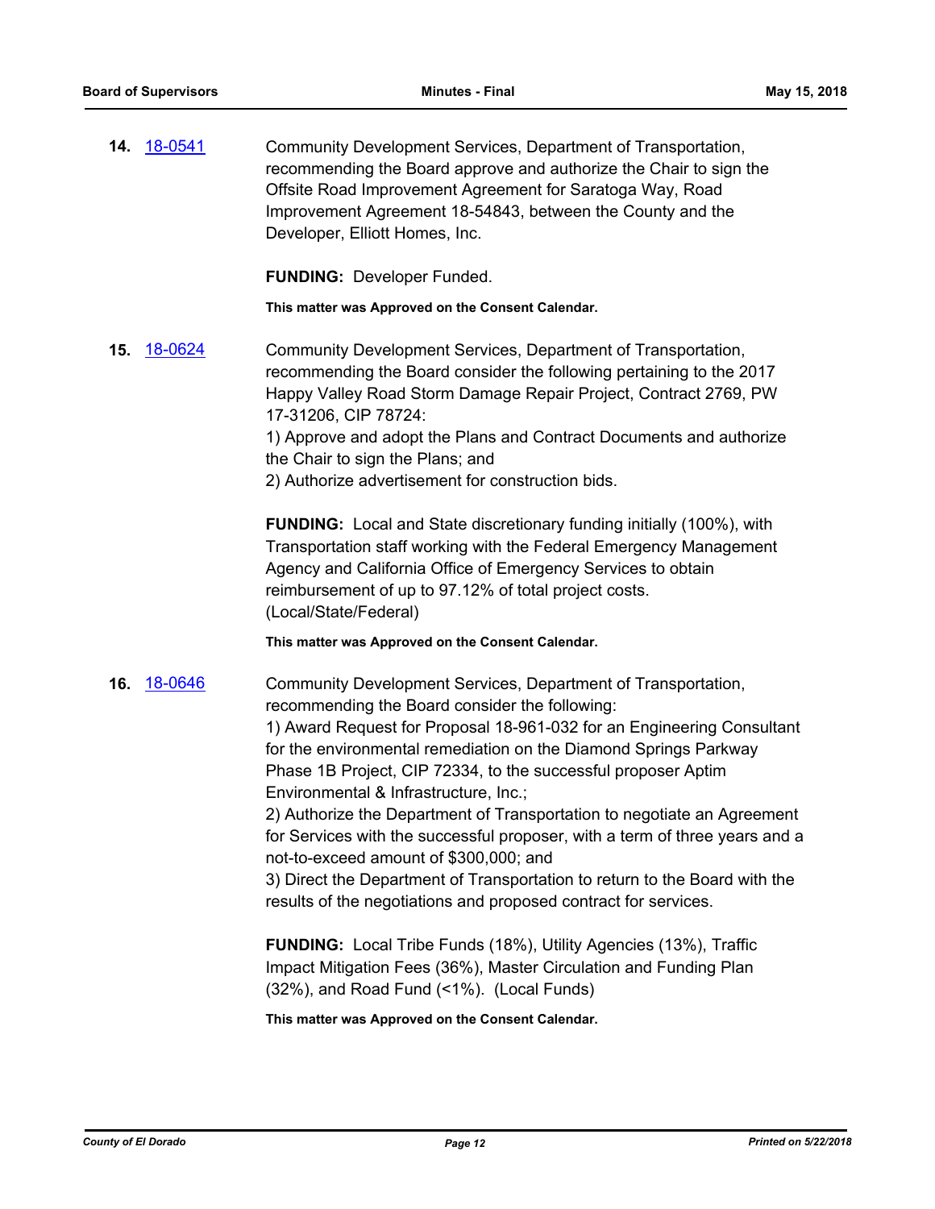**14.** 18-0541

Community Development Services, Department of Transportation, recommending the Board approve and authorize the Chair to sign the Offsite Road Improvement Agreement for Saratoga Way, Road Improvement Agreement 18-54843, between the County and the Developer, Elliott Homes, Inc.

**FUNDING:** Developer Funded.

**This matter was Approved on the Consent Calendar.**

**15.** 18-0624

Community Development Services, Department of Transportation, recommending the Board consider the following pertaining to the 2017 Happy Valley Road Storm Damage Repair Project, Contract 2769, PW 17-31206, CIP 78724:
1) Approve and adopt the Plans and Contract Documents and authorize the Chair to sign the Plans; and
2) Authorize advertisement for construction bids.

**FUNDING:** Local and State discretionary funding initially (100%), with Transportation staff working with the Federal Emergency Management Agency and California Office of Emergency Services to obtain reimbursement of up to 97.12% of total project costs. (Local/State/Federal)

**This matter was Approved on the Consent Calendar.**

**16.** 18-0646

Community Development Services, Department of Transportation, recommending the Board consider the following:
1) Award Request for Proposal 18-961-032 for an Engineering Consultant for the environmental remediation on the Diamond Springs Parkway Phase 1B Project, CIP 72334, to the successful proposer Aptim Environmental & Infrastructure, Inc.;
2) Authorize the Department of Transportation to negotiate an Agreement for Services with the successful proposer, with a term of three years and a not-to-exceed amount of $300,000; and
3) Direct the Department of Transportation to return to the Board with the results of the negotiations and proposed contract for services.

**FUNDING:** Local Tribe Funds (18%), Utility Agencies (13%), Traffic Impact Mitigation Fees (36%), Master Circulation and Funding Plan (32%), and Road Fund (<1%). (Local Funds)

**This matter was Approved on the Consent Calendar.**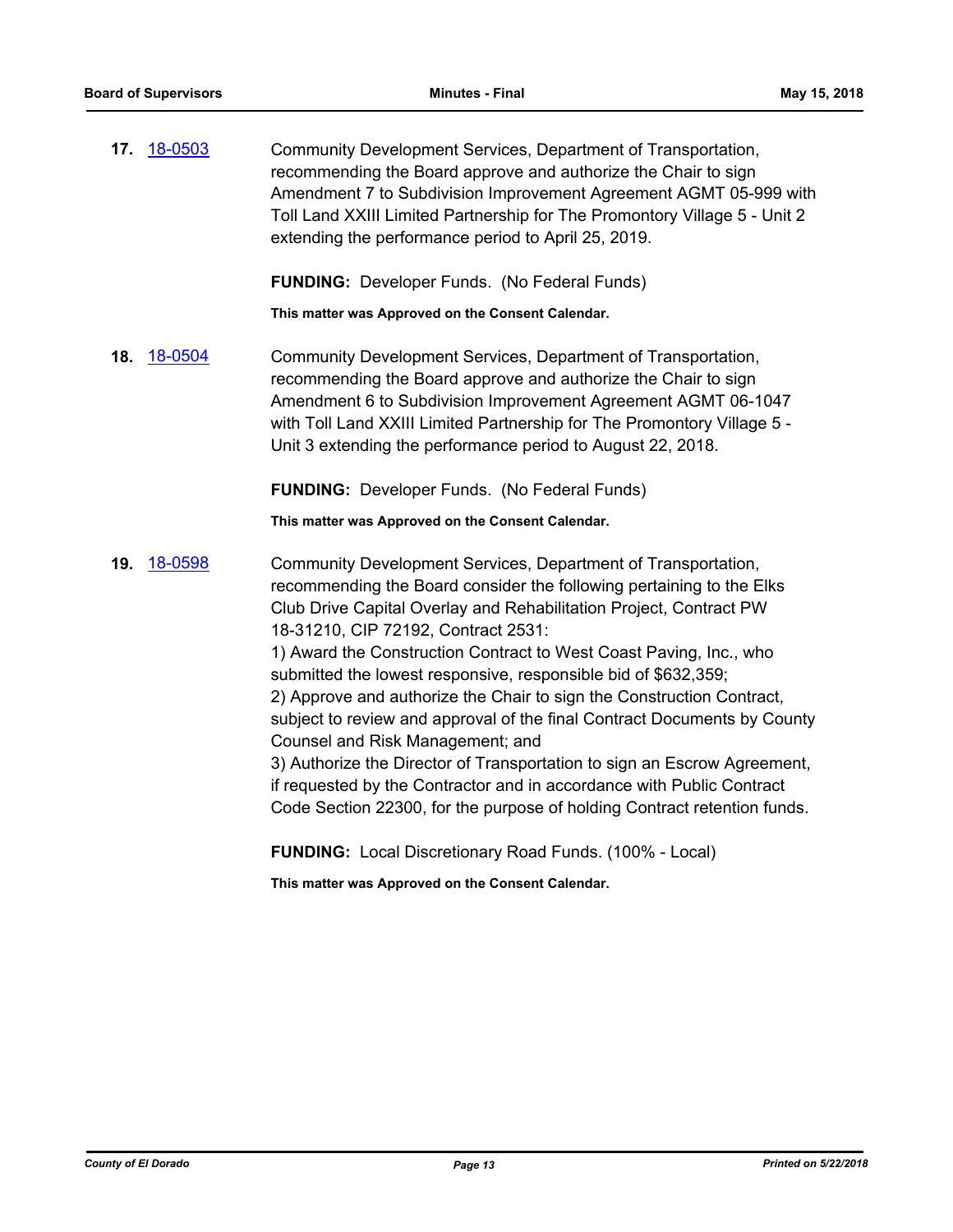**17.** [18-0503](18-0503)

Community Development Services, Department of Transportation, recommending the Board approve and authorize the Chair to sign Amendment 7 to Subdivision Improvement Agreement AGMT 05-999 with Toll Land XXIII Limited Partnership for The Promontory Village 5 - Unit 2 extending the performance period to April 25, 2019.

**FUNDING:** Developer Funds. (No Federal Funds)

**This matter was Approved on the Consent Calendar.**

**18.** [18-0504](18-0504)

Community Development Services, Department of Transportation, recommending the Board approve and authorize the Chair to sign Amendment 6 to Subdivision Improvement Agreement AGMT 06-1047 with Toll Land XXIII Limited Partnership for The Promontory Village 5 - Unit 3 extending the performance period to August 22, 2018.

**FUNDING:** Developer Funds. (No Federal Funds)

**This matter was Approved on the Consent Calendar.**

**19.** [18-0598](18-0598)

Community Development Services, Department of Transportation, recommending the Board consider the following pertaining to the Elks Club Drive Capital Overlay and Rehabilitation Project, Contract PW 18-31210, CIP 72192, Contract 2531:

1) Award the Construction Contract to West Coast Paving, Inc., who submitted the lowest responsive, responsible bid of $632,359;

2) Approve and authorize the Chair to sign the Construction Contract, subject to review and approval of the final Contract Documents by County Counsel and Risk Management; and

3) Authorize the Director of Transportation to sign an Escrow Agreement, if requested by the Contractor and in accordance with Public Contract Code Section 22300, for the purpose of holding Contract retention funds.

**FUNDING:** Local Discretionary Road Funds. (100% - Local)

**This matter was Approved on the Consent Calendar.**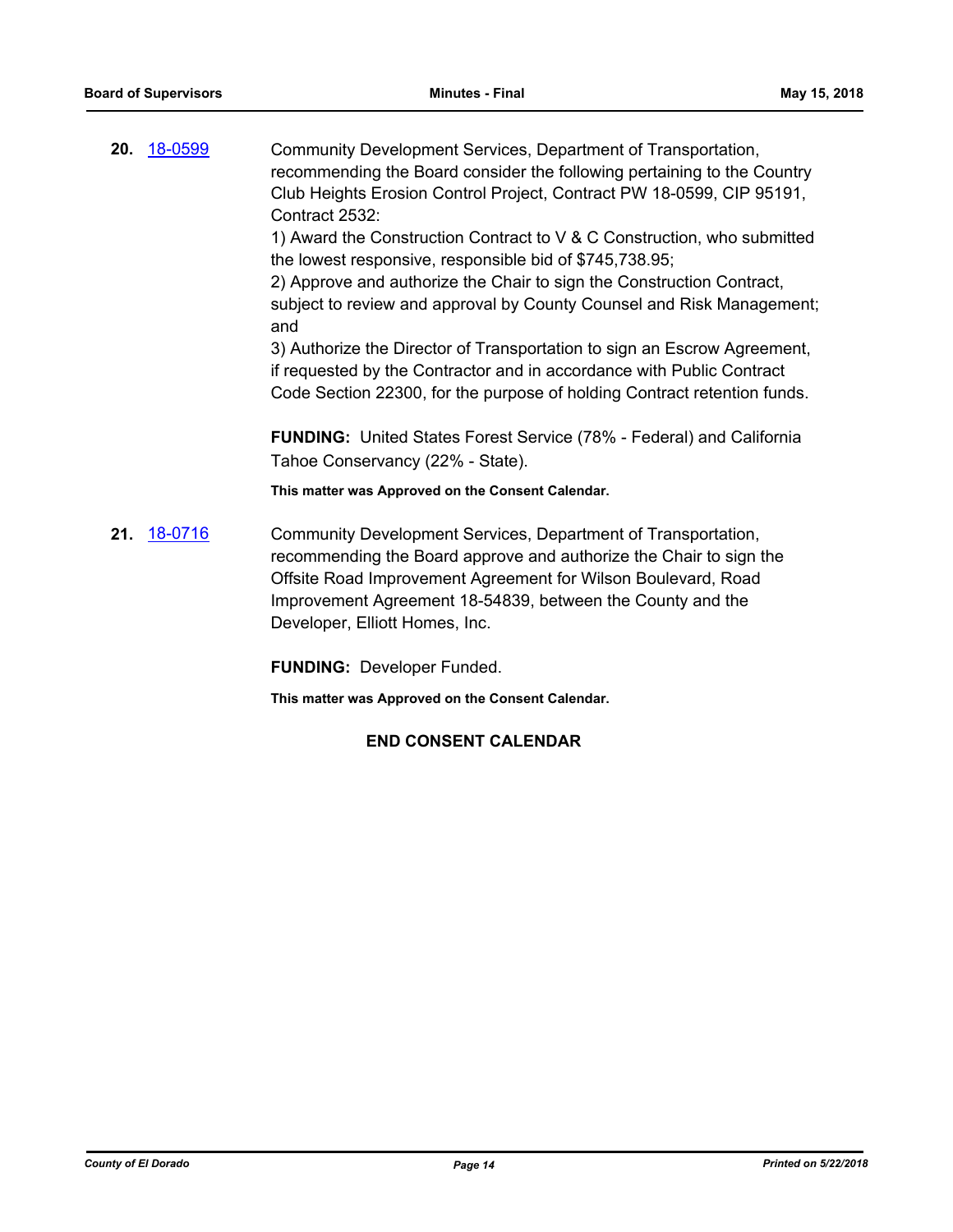**20.** 18-0599 Community Development Services, Department of Transportation, recommending the Board consider the following pertaining to the Country Club Heights Erosion Control Project, Contract PW 18-0599, CIP 95191, Contract 2532:

1) Award the Construction Contract to V & C Construction, who submitted the lowest responsive, responsible bid of $745,738.95;

2) Approve and authorize the Chair to sign the Construction Contract, subject to review and approval by County Counsel and Risk Management; and

3) Authorize the Director of Transportation to sign an Escrow Agreement, if requested by the Contractor and in accordance with Public Contract Code Section 22300, for the purpose of holding Contract retention funds.

**FUNDING:** United States Forest Service (78% - Federal) and California Tahoe Conservancy (22% - State).

**This matter was Approved on the Consent Calendar.**

**21.** 18-0716 Community Development Services, Department of Transportation, recommending the Board approve and authorize the Chair to sign the Offsite Road Improvement Agreement for Wilson Boulevard, Road Improvement Agreement 18-54839, between the County and the Developer, Elliott Homes, Inc.

**FUNDING:** Developer Funded.

**This matter was Approved on the Consent Calendar.**

**END CONSENT CALENDAR**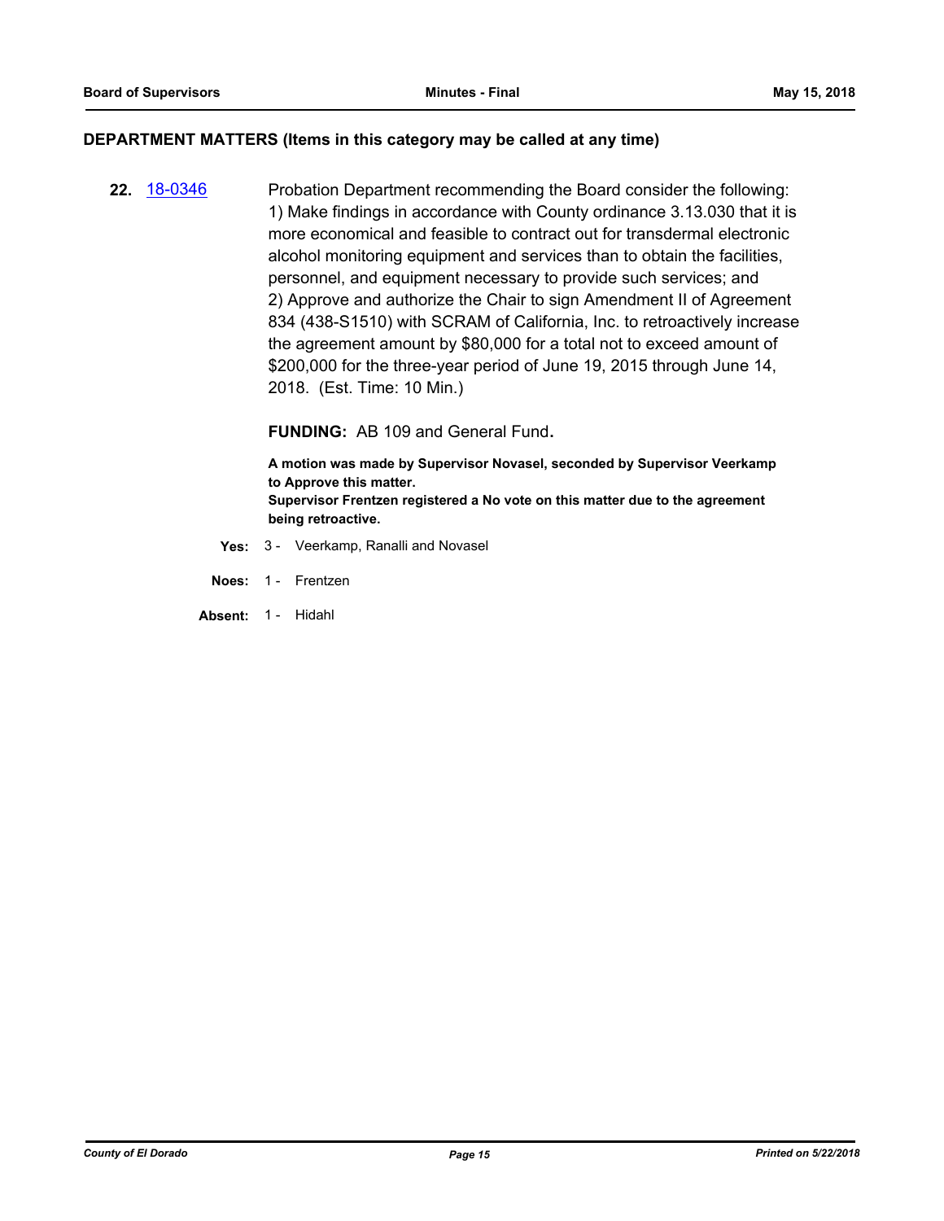## DEPARTMENT MATTERS (Items in this category may be called at any time)

**22.** [18-0346](18-0346) Probation Department recommending the Board consider the following: 1) Make findings in accordance with County ordinance 3.13.030 that it is more economical and feasible to contract out for transdermal electronic alcohol monitoring equipment and services than to obtain the facilities, personnel, and equipment necessary to provide such services; and 2) Approve and authorize the Chair to sign Amendment II of Agreement 834 (438-S1510) with SCRAM of California, Inc. to retroactively increase the agreement amount by $80,000 for a total not to exceed amount of $200,000 for the three-year period of June 19, 2015 through June 14, 2018. (Est. Time: 10 Min.)

**FUNDING:** AB 109 and General Fund.

**A motion was made by Supervisor Novasel, seconded by Supervisor Veerkamp to Approve this matter.**
**Supervisor Frentzen registered a No vote on this matter due to the agreement being retroactive.**

**Yes:** 3 - Veerkamp, Ranalli and Novasel

**Noes:** 1 - Frentzen

**Absent:** 1 - Hidahl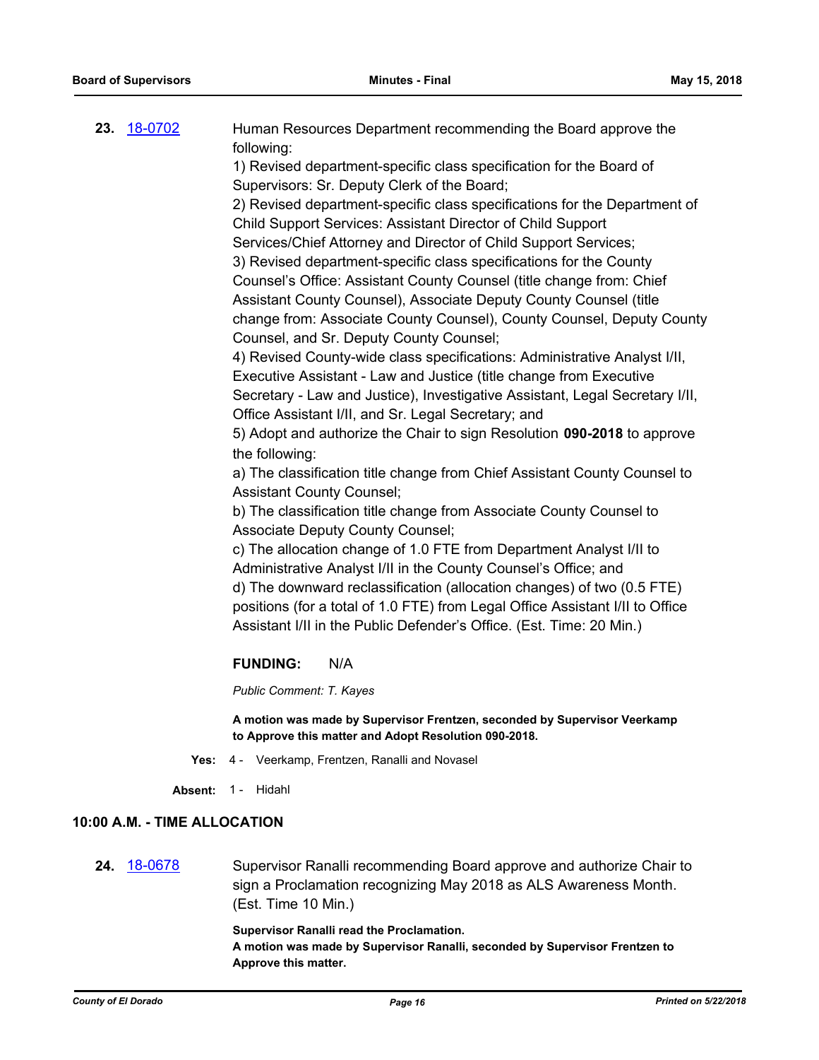**23.** [18-0702](18-0702)

Human Resources Department recommending the Board approve the following:

1) Revised department-specific class specification for the Board of Supervisors: Sr. Deputy Clerk of the Board;

2) Revised department-specific class specifications for the Department of Child Support Services: Assistant Director of Child Support Services/Chief Attorney and Director of Child Support Services;

3) Revised department-specific class specifications for the County Counsel's Office: Assistant County Counsel (title change from: Chief Assistant County Counsel), Associate Deputy County Counsel (title change from: Associate County Counsel), County Counsel, Deputy County Counsel, and Sr. Deputy County Counsel;

4) Revised County-wide class specifications: Administrative Analyst I/II, Executive Assistant - Law and Justice (title change from Executive Secretary - Law and Justice), Investigative Assistant, Legal Secretary I/II, Office Assistant I/II, and Sr. Legal Secretary; and

5) Adopt and authorize the Chair to sign Resolution **090-2018** to approve the following:

a) The classification title change from Chief Assistant County Counsel to Assistant County Counsel;

b) The classification title change from Associate County Counsel to Associate Deputy County Counsel;

c) The allocation change of 1.0 FTE from Department Analyst I/II to Administrative Analyst I/II in the County Counsel's Office; and

d) The downward reclassification (allocation changes) of two (0.5 FTE) positions (for a total of 1.0 FTE) from Legal Office Assistant I/II to Office Assistant I/II in the Public Defender's Office. (Est. Time: 20 Min.)

**FUNDING:** N/A

*Public Comment: T. Kayes*

**A motion was made by Supervisor Frentzen, seconded by Supervisor Veerkamp to Approve this matter and Adopt Resolution 090-2018.**

**Yes:** 4 - Veerkamp, Frentzen, Ranalli and Novasel

**Absent:** 1 - Hidahl

## 10:00 A.M. - TIME ALLOCATION

**24.** [18-0678](18-0678)

Supervisor Ranalli recommending Board approve and authorize Chair to sign a Proclamation recognizing May 2018 as ALS Awareness Month. (Est. Time 10 Min.)

**Supervisor Ranalli read the Proclamation.**

**A motion was made by Supervisor Ranalli, seconded by Supervisor Frentzen to Approve this matter.**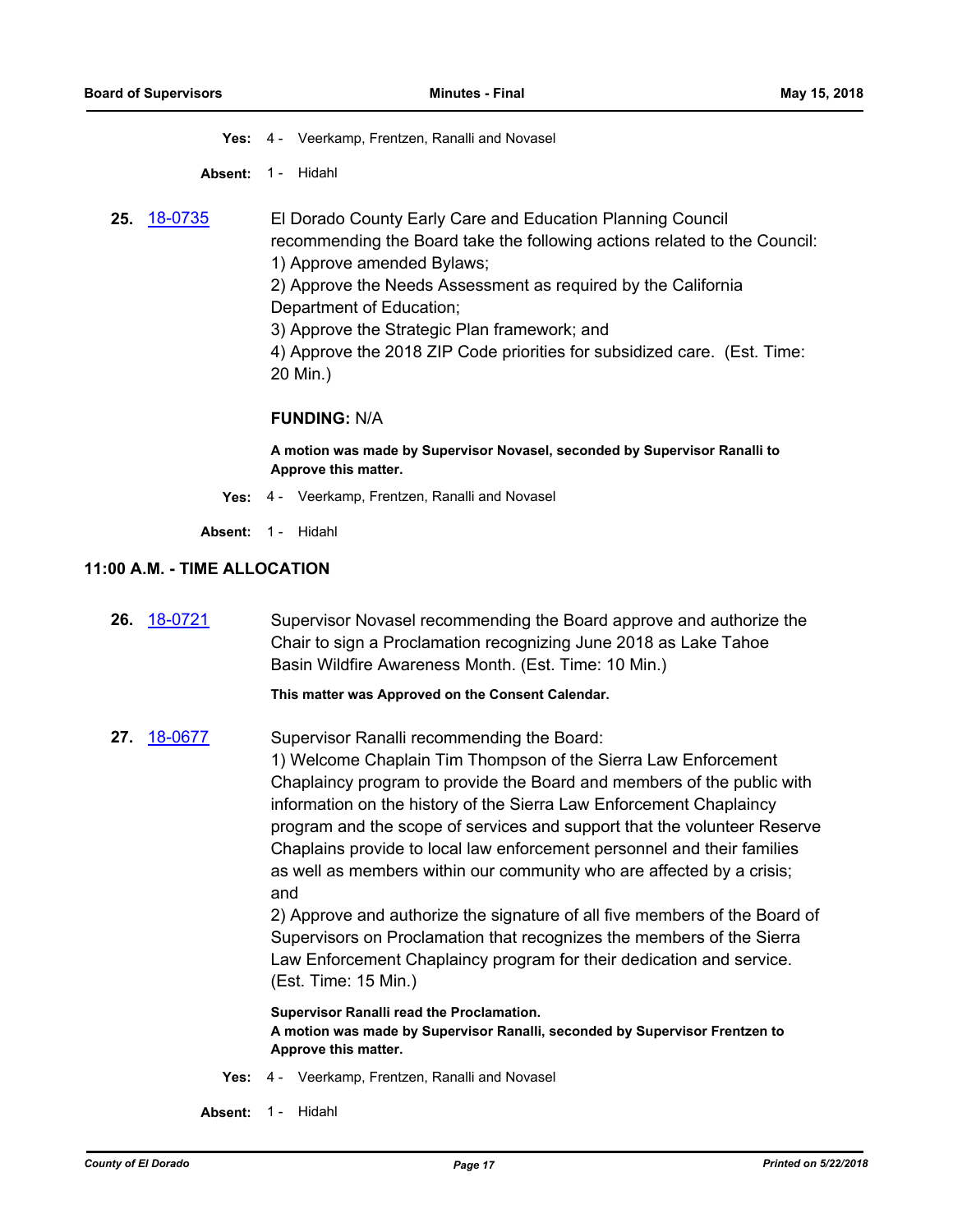**Yes:** 4 - Veerkamp, Frentzen, Ranalli and Novasel

**Absent:** 1 - Hidahl

**25.** [18-0735](18-0735)

El Dorado County Early Care and Education Planning Council recommending the Board take the following actions related to the Council:
1) Approve amended Bylaws;
2) Approve the Needs Assessment as required by the California Department of Education;
3) Approve the Strategic Plan framework; and
4) Approve the 2018 ZIP Code priorities for subsidized care. (Est. Time: 20 Min.)

**FUNDING:** N/A

**A motion was made by Supervisor Novasel, seconded by Supervisor Ranalli to Approve this matter.**

**Yes:** 4 - Veerkamp, Frentzen, Ranalli and Novasel

**Absent:** 1 - Hidahl

## 11:00 A.M. - TIME ALLOCATION

**26.** [18-0721](18-0721)

Supervisor Novasel recommending the Board approve and authorize the Chair to sign a Proclamation recognizing June 2018 as Lake Tahoe Basin Wildfire Awareness Month. (Est. Time: 10 Min.)

**This matter was Approved on the Consent Calendar.**

**27.** [18-0677](18-0677)

Supervisor Ranalli recommending the Board:
1) Welcome Chaplain Tim Thompson of the Sierra Law Enforcement Chaplaincy program to provide the Board and members of the public with information on the history of the Sierra Law Enforcement Chaplaincy program and the scope of services and support that the volunteer Reserve Chaplains provide to local law enforcement personnel and their families as well as members within our community who are affected by a crisis; and
2) Approve and authorize the signature of all five members of the Board of Supervisors on Proclamation that recognizes the members of the Sierra Law Enforcement Chaplaincy program for their dedication and service. (Est. Time: 15 Min.)

**Supervisor Ranalli read the Proclamation.**
**A motion was made by Supervisor Ranalli, seconded by Supervisor Frentzen to Approve this matter.**

**Yes:** 4 - Veerkamp, Frentzen, Ranalli and Novasel

**Absent:** 1 - Hidahl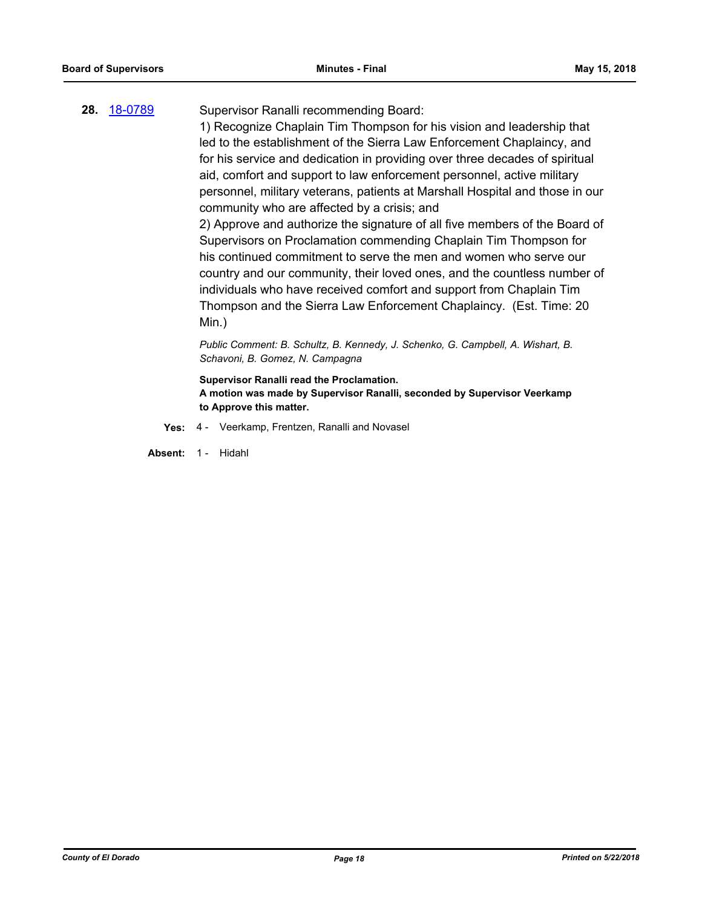**28.** [18-0789](18-0789)

Supervisor Ranalli recommending Board:

1) Recognize Chaplain Tim Thompson for his vision and leadership that led to the establishment of the Sierra Law Enforcement Chaplaincy, and for his service and dedication in providing over three decades of spiritual aid, comfort and support to law enforcement personnel, active military personnel, military veterans, patients at Marshall Hospital and those in our community who are affected by a crisis; and

2) Approve and authorize the signature of all five members of the Board of Supervisors on Proclamation commending Chaplain Tim Thompson for his continued commitment to serve the men and women who serve our country and our community, their loved ones, and the countless number of individuals who have received comfort and support from Chaplain Tim Thompson and the Sierra Law Enforcement Chaplaincy. (Est. Time: 20 Min.)

*Public Comment: B. Schultz, B. Kennedy, J. Schenko, G. Campbell, A. Wishart, B. Schavoni, B. Gomez, N. Campagna*

**Supervisor Ranalli read the Proclamation.**
**A motion was made by Supervisor Ranalli, seconded by Supervisor Veerkamp to Approve this matter.**

**Yes:** 4 - Veerkamp, Frentzen, Ranalli and Novasel

**Absent:** 1 - Hidahl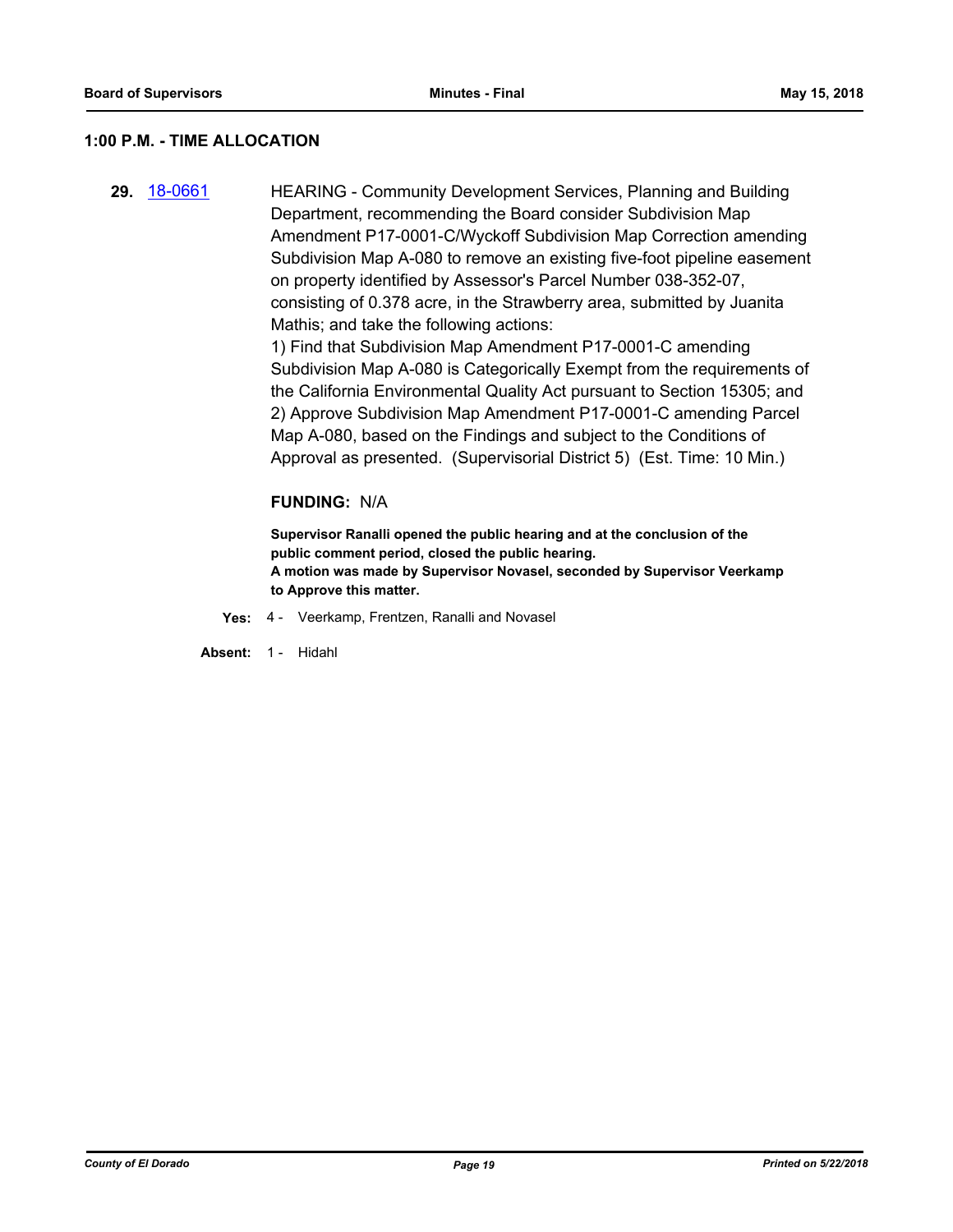## 1:00 P.M. - TIME ALLOCATION

**29.** 18-0661 HEARING - Community Development Services, Planning and Building Department, recommending the Board consider Subdivision Map Amendment P17-0001-C/Wyckoff Subdivision Map Correction amending Subdivision Map A-080 to remove an existing five-foot pipeline easement on property identified by Assessor's Parcel Number 038-352-07, consisting of 0.378 acre, in the Strawberry area, submitted by Juanita Mathis; and take the following actions:

1) Find that Subdivision Map Amendment P17-0001-C amending Subdivision Map A-080 is Categorically Exempt from the requirements of the California Environmental Quality Act pursuant to Section 15305; and

2) Approve Subdivision Map Amendment P17-0001-C amending Parcel Map A-080, based on the Findings and subject to the Conditions of Approval as presented. (Supervisorial District 5) (Est. Time: 10 Min.)

**FUNDING:** N/A

**Supervisor Ranalli opened the public hearing and at the conclusion of the public comment period, closed the public hearing.**
**A motion was made by Supervisor Novasel, seconded by Supervisor Veerkamp to Approve this matter.**

**Yes:** 4 - Veerkamp, Frentzen, Ranalli and Novasel

**Absent:** 1 - Hidahl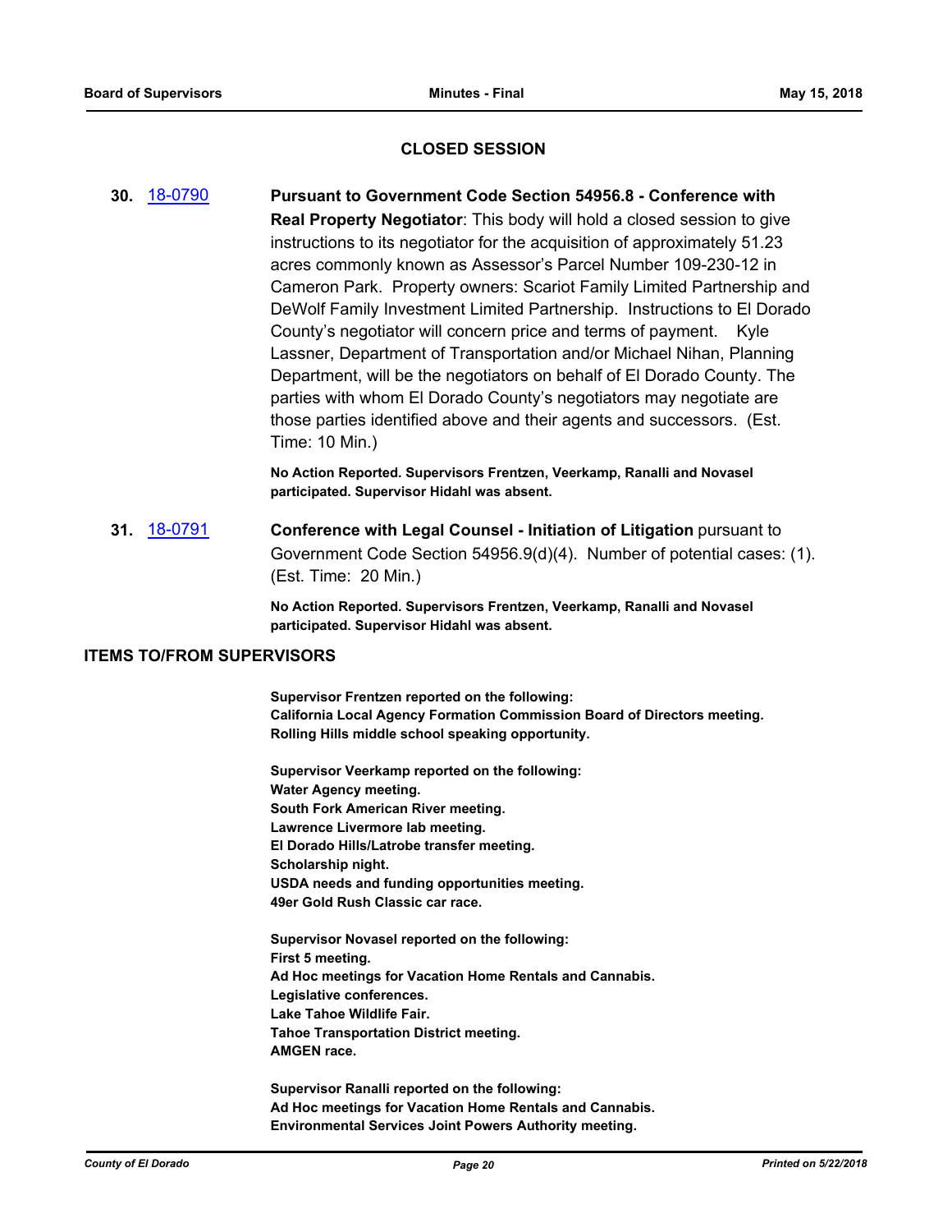## CLOSED SESSION

**30.** 18-0790 **Pursuant to Government Code Section 54956.8 - Conference with Real Property Negotiator**: This body will hold a closed session to give instructions to its negotiator for the acquisition of approximately 51.23 acres commonly known as Assessor's Parcel Number 109-230-12 in Cameron Park. Property owners: Scariot Family Limited Partnership and DeWolf Family Investment Limited Partnership. Instructions to El Dorado County's negotiator will concern price and terms of payment. Kyle Lassner, Department of Transportation and/or Michael Nihan, Planning Department, will be the negotiators on behalf of El Dorado County. The parties with whom El Dorado County's negotiators may negotiate are those parties identified above and their agents and successors. (Est. Time: 10 Min.)

**No Action Reported. Supervisors Frentzen, Veerkamp, Ranalli and Novasel participated. Supervisor Hidahl was absent.**

**31.** 18-0791 **Conference with Legal Counsel - Initiation of Litigation** pursuant to Government Code Section 54956.9(d)(4). Number of potential cases: (1). (Est. Time: 20 Min.)

**No Action Reported. Supervisors Frentzen, Veerkamp, Ranalli and Novasel participated. Supervisor Hidahl was absent.**

## ITEMS TO/FROM SUPERVISORS

**Supervisor Frentzen reported on the following:**
**California Local Agency Formation Commission Board of Directors meeting.**
**Rolling Hills middle school speaking opportunity.**

**Supervisor Veerkamp reported on the following:**
**Water Agency meeting.**
**South Fork American River meeting.**
**Lawrence Livermore lab meeting.**
**El Dorado Hills/Latrobe transfer meeting.**
**Scholarship night.**
**USDA needs and funding opportunities meeting.**
**49er Gold Rush Classic car race.**

**Supervisor Novasel reported on the following:**
**First 5 meeting.**
**Ad Hoc meetings for Vacation Home Rentals and Cannabis.**
**Legislative conferences.**
**Lake Tahoe Wildlife Fair.**
**Tahoe Transportation District meeting.**
**AMGEN race.**

**Supervisor Ranalli reported on the following:**
**Ad Hoc meetings for Vacation Home Rentals and Cannabis.**
**Environmental Services Joint Powers Authority meeting.**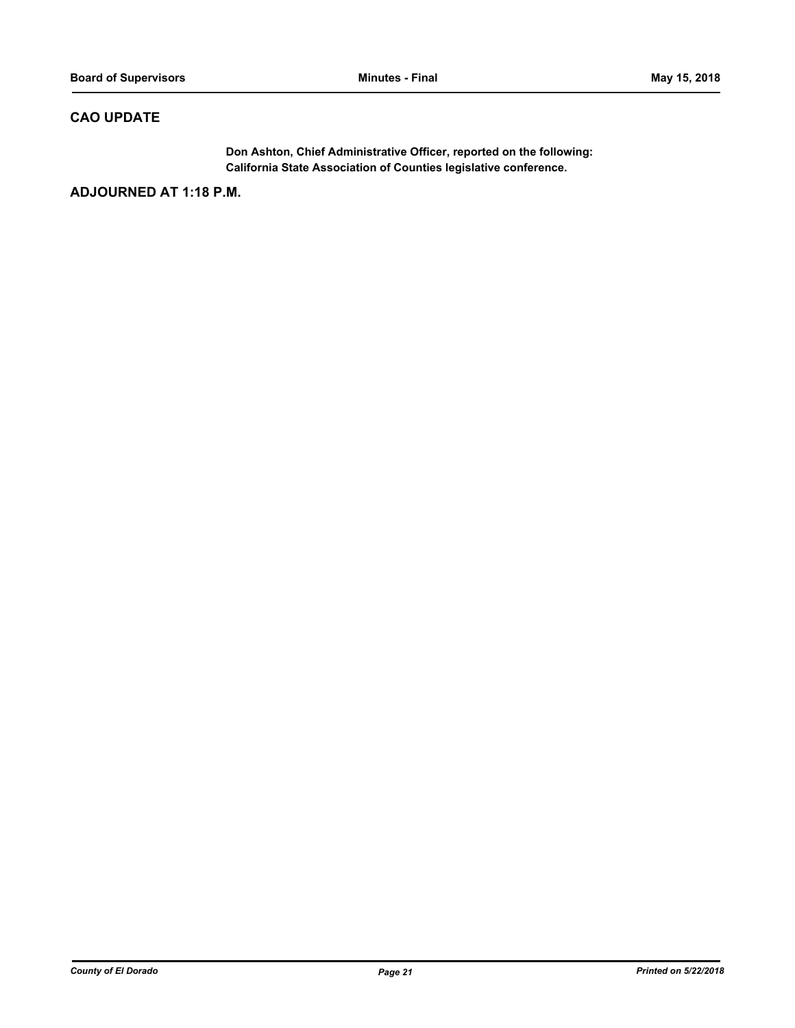## CAO UPDATE

**Don Ashton, Chief Administrative Officer, reported on the following: California State Association of Counties legislative conference.**

## ADJOURNED AT 1:18 P.M.